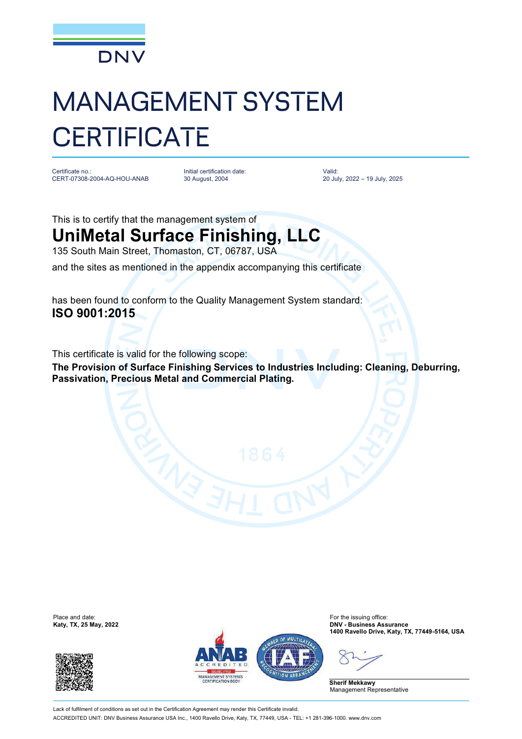DNV

# MANAGEMENT SYSTEM CERTIFICATE

Certificate no.:
CERT-07308-2004-AQ-HOU-ANAB

Initial certification date:
30 August, 2004

Valid:
20 July, 2022 – 19 July, 2025

This is to certify that the management system of

## UniMetal Surface Finishing, LLC

135 South Main Street, Thomaston, CT, 06787, USA

and the sites as mentioned in the appendix accompanying this certificate

has been found to conform to the Quality Management System standard:

**ISO 9001:2015**

This certificate is valid for the following scope:

**The Provision of Surface Finishing Services to Industries Including: Cleaning, Deburring, Passivation, Precious Metal and Commercial Plating.**

Place and date:
**Katy, TX, 25 May, 2022**

For the issuing office:
**DNV - Business Assurance**
**1400 Ravello Drive, Katy, TX, 77449-5164, USA**

**Sherif Mekkawy**
Management Representative

Lack of fulfilment of conditions as set out in the Certification Agreement may render this Certificate invalid.

ACCREDITED UNIT: DNV Business Assurance USA Inc., 1400 Ravello Drive, Katy, TX, 77449, USA - TEL: +1 281-396-1000. www.dnv.com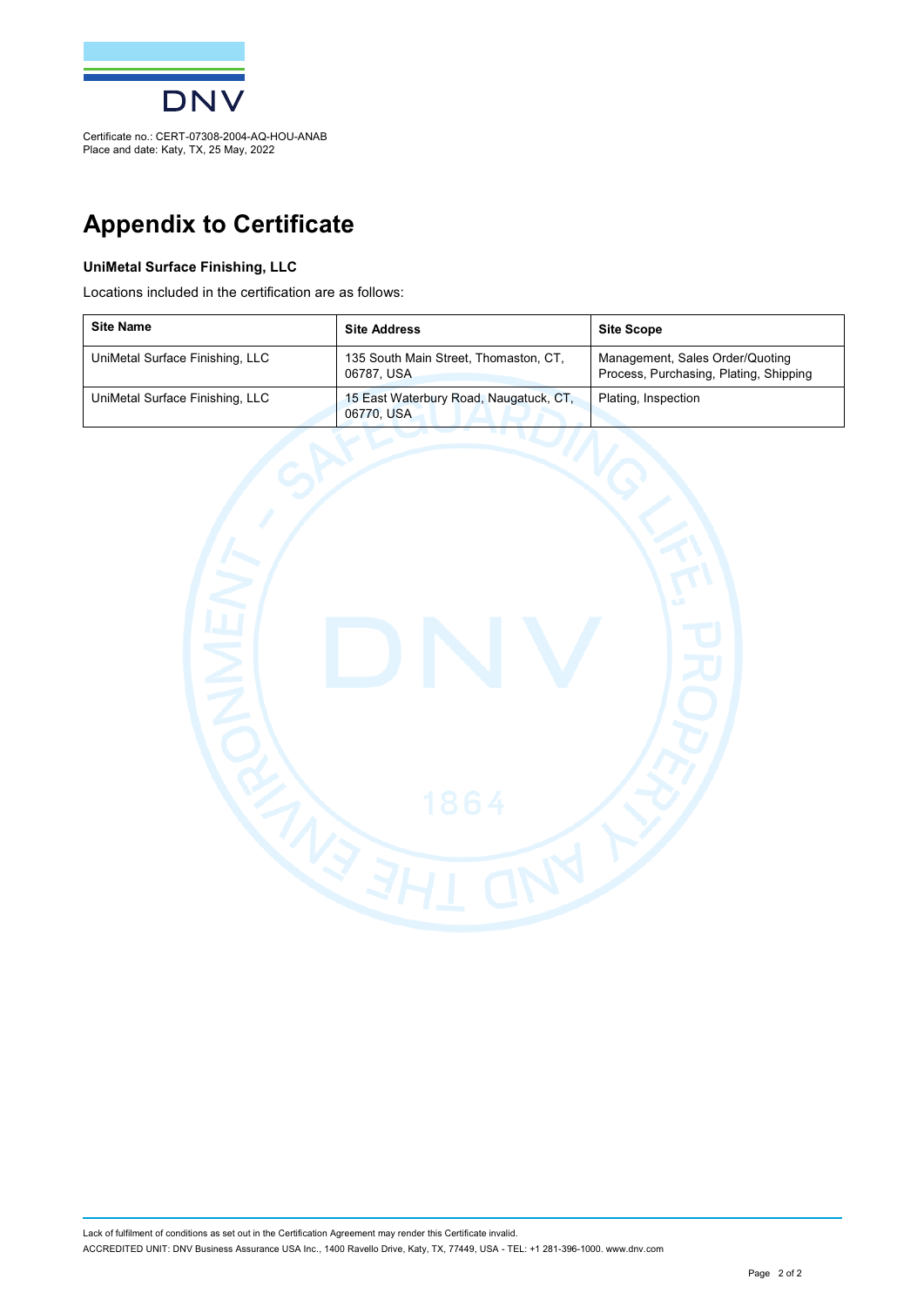Certificate no.: CERT-07308-2004-AQ-HOU-ANAB
Place and date: Katy, TX, 25 May, 2022

# Appendix to Certificate

**UniMetal Surface Finishing, LLC**

Locations included in the certification are as follows:

| Site Name | Site Address | Site Scope |
| --- | --- | --- |
| UniMetal Surface Finishing, LLC | 135 South Main Street, Thomaston, CT, 06787, USA | Management, Sales Order/Quoting Process, Purchasing, Plating, Shipping |
| UniMetal Surface Finishing, LLC | 15 East Waterbury Road, Naugatuck, CT, 06770, USA | Plating, Inspection |

Lack of fulfilment of conditions as set out in the Certification Agreement may render this Certificate invalid.

ACCREDITED UNIT: DNV Business Assurance USA Inc., 1400 Ravello Drive, Katy, TX, 77449, USA - TEL: +1 281-396-1000. www.dnv.com